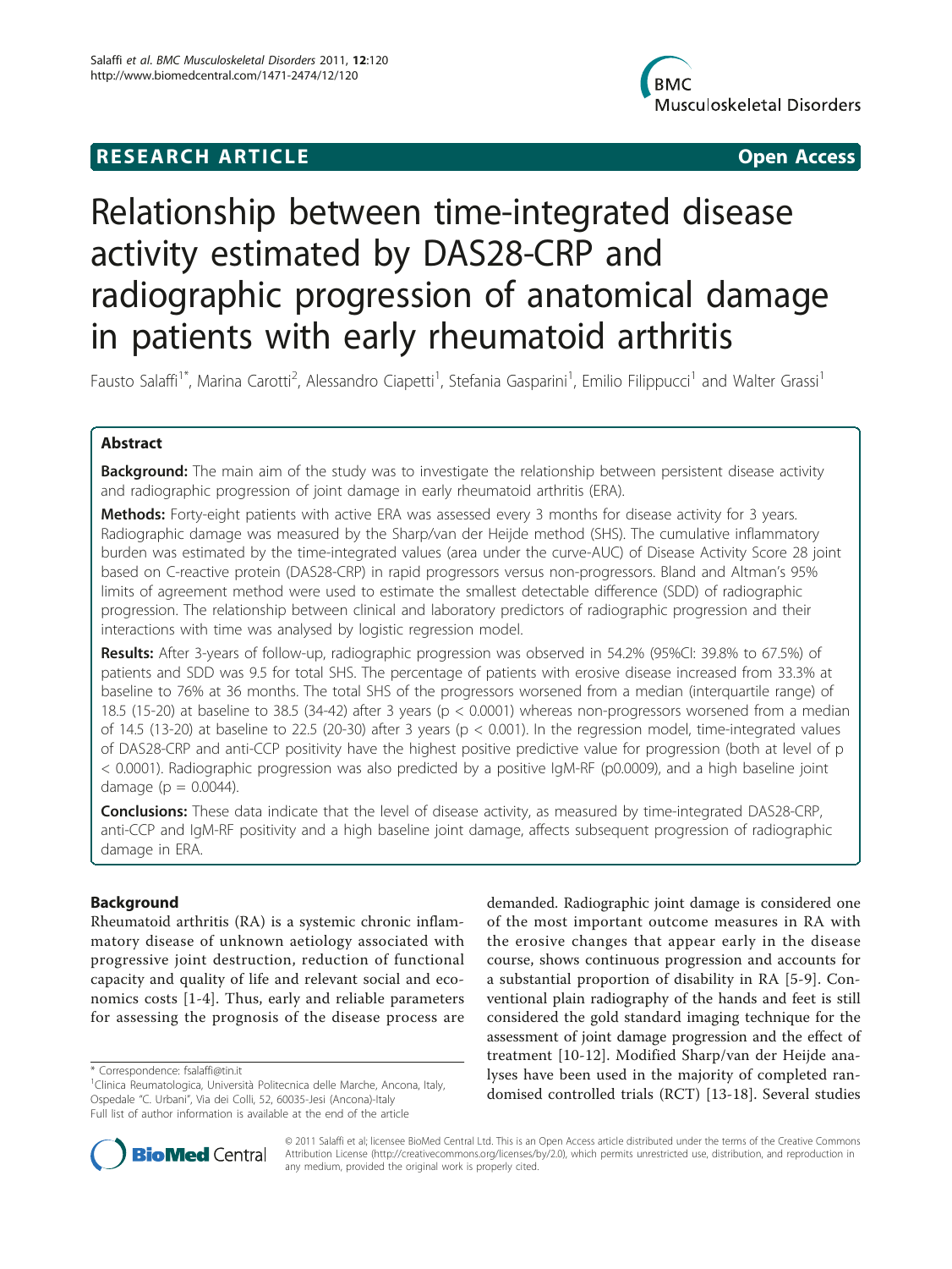**RESEARCH ARTICLE** **Open Access**

# Relationship between time-integrated disease activity estimated by DAS28-CRP and radiographic progression of anatomical damage in patients with early rheumatoid arthritis

Fausto Salaffi[1*], Marina Carotti[2], Alessandro Ciapetti[1], Stefania Gasparini[1], Emilio Filippucci[1] and Walter Grassi[1]

## Abstract

**Background:** The main aim of the study was to investigate the relationship between persistent disease activity and radiographic progression of joint damage in early rheumatoid arthritis (ERA).

**Methods:** Forty-eight patients with active ERA was assessed every 3 months for disease activity for 3 years. Radiographic damage was measured by the Sharp/van der Heijde method (SHS). The cumulative inflammatory burden was estimated by the time-integrated values (area under the curve-AUC) of Disease Activity Score 28 joint based on C-reactive protein (DAS28-CRP) in rapid progressors versus non-progressors. Bland and Altman's 95% limits of agreement method were used to estimate the smallest detectable difference (SDD) of radiographic progression. The relationship between clinical and laboratory predictors of radiographic progression and their interactions with time was analysed by logistic regression model.

**Results:** After 3-years of follow-up, radiographic progression was observed in 54.2% (95%CI: 39.8% to 67.5%) of patients and SDD was 9.5 for total SHS. The percentage of patients with erosive disease increased from 33.3% at baseline to 76% at 36 months. The total SHS of the progressors worsened from a median (interquartile range) of 18.5 (15-20) at baseline to 38.5 (34-42) after 3 years ($p < 0.0001$) whereas non-progressors worsened from a median of 14.5 (13-20) at baseline to 22.5 (20-30) after 3 years ($p < 0.001$). In the regression model, time-integrated values of DAS28-CRP and anti-CCP positivity have the highest positive predictive value for progression (both at level of $p < 0.0001$). Radiographic progression was also predicted by a positive IgM-RF (p0.0009), and a high baseline joint damage ($p = 0.0044$).

**Conclusions:** These data indicate that the level of disease activity, as measured by time-integrated DAS28-CRP, anti-CCP and IgM-RF positivity and a high baseline joint damage, affects subsequent progression of radiographic damage in ERA.

## Background

Rheumatoid arthritis (RA) is a systemic chronic inflammatory disease of unknown aetiology associated with progressive joint destruction, reduction of functional capacity and quality of life and relevant social and economics costs [1-4]. Thus, early and reliable parameters for assessing the prognosis of the disease process are demanded. Radiographic joint damage is considered one of the most important outcome measures in RA with the erosive changes that appear early in the disease course, shows continuous progression and accounts for a substantial proportion of disability in RA [5-9]. Conventional plain radiography of the hands and feet is still considered the gold standard imaging technique for the assessment of joint damage progression and the effect of treatment [10-12]. Modified Sharp/van der Heijde analyses have been used in the majority of completed randomised controlled trials (RCT) [13-18]. Several studies

\* Correspondence: fsalaffi@tin.it

[1]Clinica Reumatologica, Università Politecnica delle Marche, Ancona, Italy, Ospedale "C. Urbani", Via dei Colli, 52, 60035-Jesi (Ancona)-Italy

Full list of author information is available at the end of the article

© 2011 Salaffi et al; licensee BioMed Central Ltd. This is an Open Access article distributed under the terms of the Creative Commons Attribution License (http://creativecommons.org/licenses/by/2.0), which permits unrestricted use, distribution, and reproduction in any medium, provided the original work is properly cited.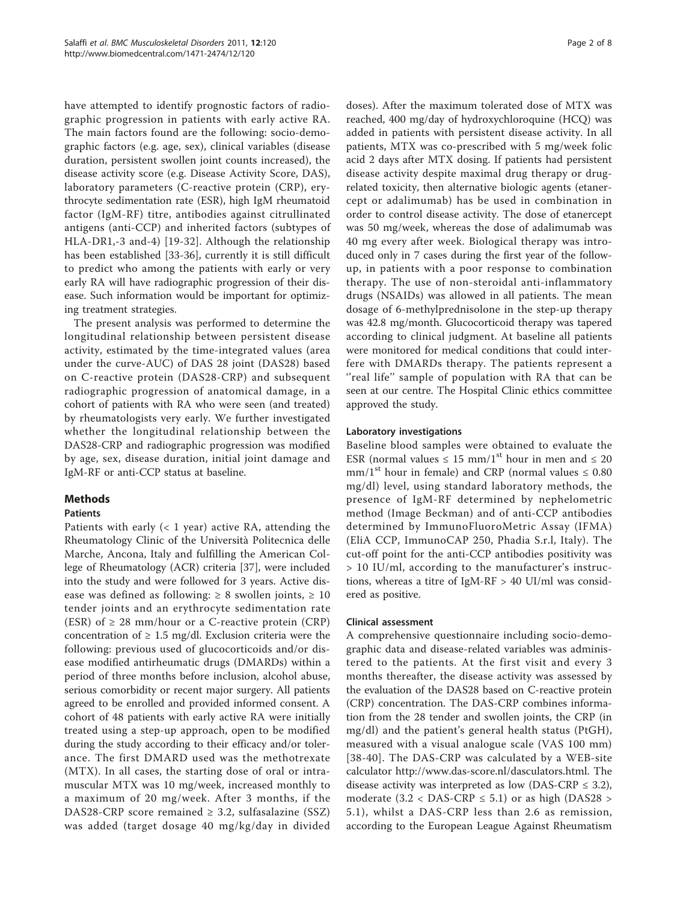have attempted to identify prognostic factors of radiographic progression in patients with early active RA. The main factors found are the following: socio-demographic factors (e.g. age, sex), clinical variables (disease duration, persistent swollen joint counts increased), the disease activity score (e.g. Disease Activity Score, DAS), laboratory parameters (C-reactive protein (CRP), erythrocyte sedimentation rate (ESR), high IgM rheumatoid factor (IgM-RF) titre, antibodies against citrullinated antigens (anti-CCP) and inherited factors (subtypes of HLA-DR1,-3 and-4) [19-32]. Although the relationship has been established [33-36], currently it is still difficult to predict who among the patients with early or very early RA will have radiographic progression of their disease. Such information would be important for optimizing treatment strategies.

The present analysis was performed to determine the longitudinal relationship between persistent disease activity, estimated by the time-integrated values (area under the curve-AUC) of DAS 28 joint (DAS28) based on C-reactive protein (DAS28-CRP) and subsequent radiographic progression of anatomical damage, in a cohort of patients with RA who were seen (and treated) by rheumatologists very early. We further investigated whether the longitudinal relationship between the DAS28-CRP and radiographic progression was modified by age, sex, disease duration, initial joint damage and IgM-RF or anti-CCP status at baseline.

## Methods

### Patients

Patients with early (< 1 year) active RA, attending the Rheumatology Clinic of the Università Politecnica delle Marche, Ancona, Italy and fulfilling the American College of Rheumatology (ACR) criteria [37], were included into the study and were followed for 3 years. Active disease was defined as following: ≥ 8 swollen joints, ≥ 10 tender joints and an erythrocyte sedimentation rate (ESR) of ≥ 28 mm/hour or a C-reactive protein (CRP) concentration of ≥ 1.5 mg/dl. Exclusion criteria were the following: previous used of glucocorticoids and/or disease modified antirheumatic drugs (DMARDs) within a period of three months before inclusion, alcohol abuse, serious comorbidity or recent major surgery. All patients agreed to be enrolled and provided informed consent. A cohort of 48 patients with early active RA were initially treated using a step-up approach, open to be modified during the study according to their efficacy and/or tolerance. The first DMARD used was the methotrexate (MTX). In all cases, the starting dose of oral or intramuscular MTX was 10 mg/week, increased monthly to a maximum of 20 mg/week. After 3 months, if the DAS28-CRP score remained ≥ 3.2, sulfasalazine (SSZ) was added (target dosage 40 mg/kg/day in divided doses). After the maximum tolerated dose of MTX was reached, 400 mg/day of hydroxychloroquine (HCQ) was added in patients with persistent disease activity. In all patients, MTX was co-prescribed with 5 mg/week folic acid 2 days after MTX dosing. If patients had persistent disease activity despite maximal drug therapy or drug-related toxicity, then alternative biologic agents (etanercept or adalimumab) has be used in combination in order to control disease activity. The dose of etanercept was 50 mg/week, whereas the dose of adalimumab was 40 mg every after week. Biological therapy was introduced only in 7 cases during the first year of the follow-up, in patients with a poor response to combination therapy. The use of non-steroidal anti-inflammatory drugs (NSAIDs) was allowed in all patients. The mean dosage of 6-methylprednisolone in the step-up therapy was 42.8 mg/month. Glucocorticoid therapy was tapered according to clinical judgment. At baseline all patients were monitored for medical conditions that could interfere with DMARDs therapy. The patients represent a ''real life'' sample of population with RA that can be seen at our centre. The Hospital Clinic ethics committee approved the study.

### Laboratory investigations

Baseline blood samples were obtained to evaluate the ESR (normal values ≤ 15 mm/1$^{st}$ hour in men and ≤ 20 mm/1$^{st}$ hour in female) and CRP (normal values ≤ 0.80 mg/dl) level, using standard laboratory methods, the presence of IgM-RF determined by nephelometric method (Image Beckman) and of anti-CCP antibodies determined by ImmunoFluoroMetric Assay (IFMA) (EliA CCP, ImmunoCAP 250, Phadia S.r.l, Italy). The cut-off point for the anti-CCP antibodies positivity was > 10 IU/ml, according to the manufacturer's instructions, whereas a titre of IgM-RF > 40 UI/ml was considered as positive.

### Clinical assessment

A comprehensive questionnaire including socio-demographic data and disease-related variables was administered to the patients. At the first visit and every 3 months thereafter, the disease activity was assessed by the evaluation of the DAS28 based on C-reactive protein (CRP) concentration. The DAS-CRP combines information from the 28 tender and swollen joints, the CRP (in mg/dl) and the patient's general health status (PtGH), measured with a visual analogue scale (VAS 100 mm) [38-40]. The DAS-CRP was calculated by a WEB-site calculator http://www.das-score.nl/dasculators.html. The disease activity was interpreted as low (DAS-CRP ≤ 3.2), moderate (3.2 < DAS-CRP ≤ 5.1) or as high (DAS28 > 5.1), whilst a DAS-CRP less than 2.6 as remission, according to the European League Against Rheumatism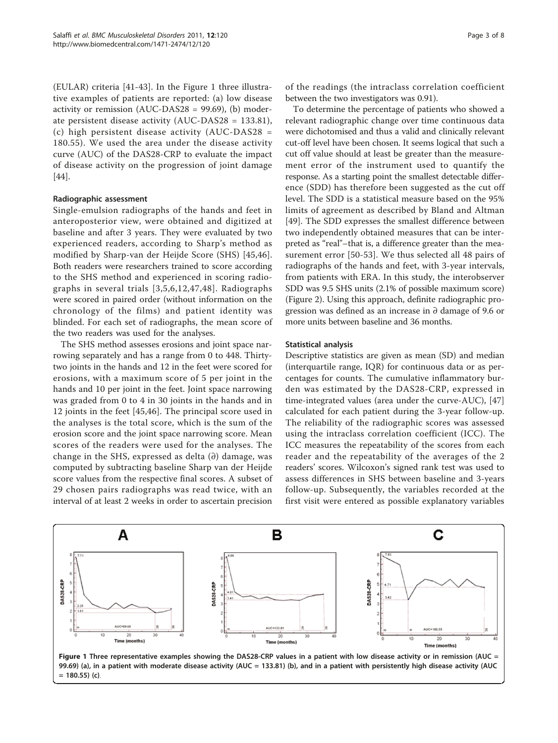(EULAR) criteria [41-43]. In the Figure 1 three illustrative examples of patients are reported: (a) low disease activity or remission (AUC-DAS28 = 99.69), (b) moderate persistent disease activity (AUC-DAS28 = 133.81), (c) high persistent disease activity (AUC-DAS28 = 180.55). We used the area under the disease activity curve (AUC) of the DAS28-CRP to evaluate the impact of disease activity on the progression of joint damage [44].

### Radiographic assessment

Single-emulsion radiographs of the hands and feet in anteroposterior view, were obtained and digitized at baseline and after 3 years. They were evaluated by two experienced readers, according to Sharp's method as modified by Sharp-van der Heijde Score (SHS) [45,46]. Both readers were researchers trained to score according to the SHS method and experienced in scoring radiographs in several trials [3,5,6,12,47,48]. Radiographs were scored in paired order (without information on the chronology of the films) and patient identity was blinded. For each set of radiographs, the mean score of the two readers was used for the analyses.

The SHS method assesses erosions and joint space narrowing separately and has a range from 0 to 448. Thirty-two joints in the hands and 12 in the feet were scored for erosions, with a maximum score of 5 per joint in the hands and 10 per joint in the feet. Joint space narrowing was graded from 0 to 4 in 30 joints in the hands and in 12 joints in the feet [45,46]. The principal score used in the analyses is the total score, which is the sum of the erosion score and the joint space narrowing score. Mean scores of the readers were used for the analyses. The change in the SHS, expressed as delta (∂) damage, was computed by subtracting baseline Sharp van der Heijde score values from the respective final scores. A subset of 29 chosen pairs radiographs was read twice, with an interval of at least 2 weeks in order to ascertain precision of the readings (the intraclass correlation coefficient between the two investigators was 0.91).

To determine the percentage of patients who showed a relevant radiographic change over time continuous data were dichotomised and thus a valid and clinically relevant cut-off level have been chosen. It seems logical that such a cut off value should at least be greater than the measurement error of the instrument used to quantify the response. As a starting point the smallest detectable difference (SDD) has therefore been suggested as the cut off level. The SDD is a statistical measure based on the 95% limits of agreement as described by Bland and Altman [49]. The SDD expresses the smallest difference between two independently obtained measures that can be interpreted as "real"–that is, a difference greater than the measurement error [50-53]. We thus selected all 48 pairs of radiographs of the hands and feet, with 3-year intervals, from patients with ERA. In this study, the interobserver SDD was 9.5 SHS units (2.1% of possible maximum score) (Figure 2). Using this approach, definite radiographic progression was defined as an increase in ∂ damage of 9.6 or more units between baseline and 36 months.

### Statistical analysis

Descriptive statistics are given as mean (SD) and median (interquartile range, IQR) for continuous data or as percentages for counts. The cumulative inflammatory burden was estimated by the DAS28-CRP, expressed in time-integrated values (area under the curve-AUC), [47] calculated for each patient during the 3-year follow-up. The reliability of the radiographic scores was assessed using the intraclass correlation coefficient (ICC). The ICC measures the repeatability of the scores from each reader and the repeatability of the averages of the 2 readers' scores. Wilcoxon's signed rank test was used to assess differences in SHS between baseline and 3-years follow-up. Subsequently, the variables recorded at the first visit were entered as possible explanatory variables

**Figure 1** Three representative examples showing the DAS28-CRP values in a patient with low disease activity or in remission (AUC = 99.69) (a), in a patient with moderate disease activity (AUC = 133.81) (b), and in a patient with persistently high disease activity (AUC = 180.55) (c).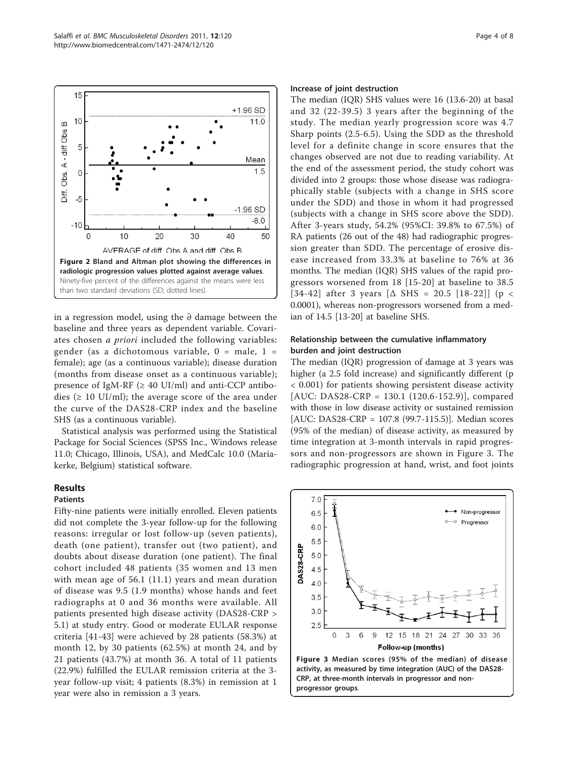Figure 2 Bland and Altman plot showing the differences in radiologic progression values plotted against average values. Ninety-five percent of the differences against the means were less than two standard deviations (SD; dotted lines).

in a regression model, using the ∂ damage between the baseline and three years as dependent variable. Covariates chosen *a priori* included the following variables: gender (as a dichotomous variable, 0 = male, 1 = female); age (as a continuous variable); disease duration (months from disease onset as a continuous variable); presence of IgM-RF (≥ 40 UI/ml) and anti-CCP antibodies (≥ 10 UI/ml); the average score of the area under the curve of the DAS28-CRP index and the baseline SHS (as a continuous variable).

Statistical analysis was performed using the Statistical Package for Social Sciences (SPSS Inc., Windows release 11.0; Chicago, Illinois, USA), and MedCalc 10.0 (Mariakerke, Belgium) statistical software.

## Results

### Patients

Fifty-nine patients were initially enrolled. Eleven patients did not complete the 3-year follow-up for the following reasons: irregular or lost follow-up (seven patients), death (one patient), transfer out (two patient), and doubts about disease duration (one patient). The final cohort included 48 patients (35 women and 13 men with mean age of 56.1 (11.1) years and mean duration of disease was 9.5 (1.9 months) whose hands and feet radiographs at 0 and 36 months were available. All patients presented high disease activity (DAS28-CRP > 5.1) at study entry. Good or moderate EULAR response criteria [41-43] were achieved by 28 patients (58.3%) at month 12, by 30 patients (62.5%) at month 24, and by 21 patients (43.7%) at month 36. A total of 11 patients (22.9%) fulfilled the EULAR remission criteria at the 3-year follow-up visit; 4 patients (8.3%) in remission at 1 year were also in remission a 3 years.

### Increase of joint destruction

The median (IQR) SHS values were 16 (13.6-20) at basal and 32 (22-39.5) 3 years after the beginning of the study. The median yearly progression score was 4.7 Sharp points (2.5-6.5). Using the SDD as the threshold level for a definite change in score ensures that the changes observed are not due to reading variability. At the end of the assessment period, the study cohort was divided into 2 groups: those whose disease was radiographically stable (subjects with a change in SHS score under the SDD) and those in whom it had progressed (subjects with a change in SHS score above the SDD). After 3-years study, 54.2% (95%CI: 39.8% to 67.5%) of RA patients (26 out of the 48) had radiographic progression greater than SDD. The percentage of erosive disease increased from 33.3% at baseline to 76% at 36 months. The median (IQR) SHS values of the rapid progressors worsened from 18 [15-20] at baseline to 38.5 [34-42] after 3 years [Δ SHS = 20.5 [18-22]] ($p < 0.0001$), whereas non-progressors worsened from a median of 14.5 [13-20] at baseline SHS.

### Relationship between the cumulative inflammatory burden and joint destruction

The median (IQR) progression of damage at 3 years was higher (a 2.5 fold increase) and significantly different ($p < 0.001$) for patients showing persistent disease activity [AUC: DAS28-CRP = 130.1 (120.6-152.9)], compared with those in low disease activity or sustained remission [AUC: DAS28-CRP = 107.8 (99.7-115.5)]. Median scores (95% of the median) of disease activity, as measured by time integration at 3-month intervals in rapid progressors and non-progressors are shown in Figure 3. The radiographic progression at hand, wrist, and foot joints

Figure 3 Median scores (95% of the median) of disease activity, as measured by time integration (AUC) of the DAS28-CRP, at three-month intervals in progressor and non-progressor groups.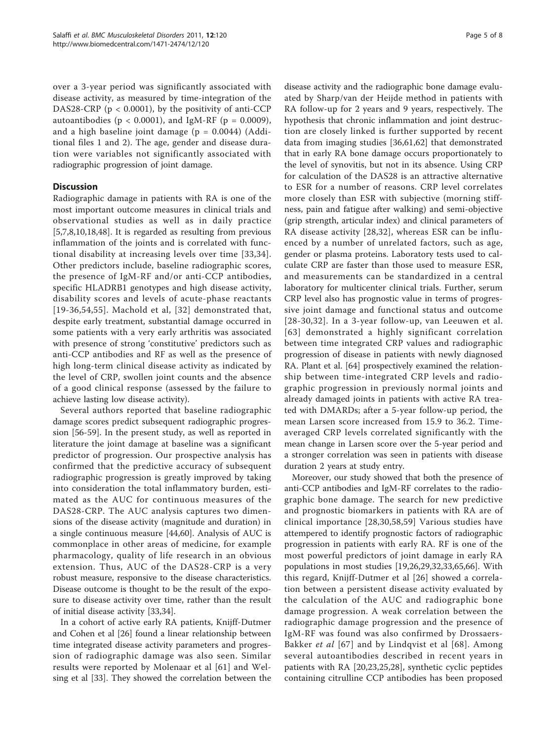over a 3-year period was significantly associated with disease activity, as measured by time-integration of the DAS28-CRP ($p < 0.0001$), by the positivity of anti-CCP autoantibodies ($p < 0.0001$), and IgM-RF ($p = 0.0009$), and a high baseline joint damage ($p = 0.0044$) (Additional files 1 and 2). The age, gender and disease duration were variables not significantly associated with radiographic progression of joint damage.

## Discussion

Radiographic damage in patients with RA is one of the most important outcome measures in clinical trials and observational studies as well as in daily practice [5,7,8,10,18,48]. It is regarded as resulting from previous inflammation of the joints and is correlated with functional disability at increasing levels over time [33,34]. Other predictors include, baseline radiographic scores, the presence of IgM-RF and/or anti-CCP antibodies, specific HLADRB1 genotypes and high disease activity, disability scores and levels of acute-phase reactants [19-36,54,55]. Machold et al, [32] demonstrated that, despite early treatment, substantial damage occurred in some patients with a very early arthritis was associated with presence of strong 'constitutive' predictors such as anti-CCP antibodies and RF as well as the presence of high long-term clinical disease activity as indicated by the level of CRP, swollen joint counts and the absence of a good clinical response (assessed by the failure to achieve lasting low disease activity).

Several authors reported that baseline radiographic damage scores predict subsequent radiographic progression [56-59]. In the present study, as well as reported in literature the joint damage at baseline was a significant predictor of progression. Our prospective analysis has confirmed that the predictive accuracy of subsequent radiographic progression is greatly improved by taking into consideration the total inflammatory burden, estimated as the AUC for continuous measures of the DAS28-CRP. The AUC analysis captures two dimensions of the disease activity (magnitude and duration) in a single continuous measure [44,60]. Analysis of AUC is commonplace in other areas of medicine, for example pharmacology, quality of life research in an obvious extension. Thus, AUC of the DAS28-CRP is a very robust measure, responsive to the disease characteristics. Disease outcome is thought to be the result of the exposure to disease activity over time, rather than the result of initial disease activity [33,34].

In a cohort of active early RA patients, Knijff-Dutmer and Cohen et al [26] found a linear relationship between time integrated disease activity parameters and progression of radiographic damage was also seen. Similar results were reported by Molenaar et al [61] and Welsing et al [33]. They showed the correlation between the disease activity and the radiographic bone damage evaluated by Sharp/van der Heijde method in patients with RA follow-up for 2 years and 9 years, respectively. The hypothesis that chronic inflammation and joint destruction are closely linked is further supported by recent data from imaging studies [36,61,62] that demonstrated that in early RA bone damage occurs proportionately to the level of synovitis, but not in its absence. Using CRP for calculation of the DAS28 is an attractive alternative to ESR for a number of reasons. CRP level correlates more closely than ESR with subjective (morning stiffness, pain and fatigue after walking) and semi-objective (grip strength, articular index) and clinical parameters of RA disease activity [28,32], whereas ESR can be influenced by a number of unrelated factors, such as age, gender or plasma proteins. Laboratory tests used to calculate CRP are faster than those used to measure ESR, and measurements can be standardized in a central laboratory for multicenter clinical trials. Further, serum CRP level also has prognostic value in terms of progressive joint damage and functional status and outcome [28-30,32]. In a 3-year follow-up, van Leeuwen et al. [63] demonstrated a highly significant correlation between time integrated CRP values and radiographic progression of disease in patients with newly diagnosed RA. Plant et al. [64] prospectively examined the relationship between time-integrated CRP levels and radiographic progression in previously normal joints and already damaged joints in patients with active RA treated with DMARDs; after a 5-year follow-up period, the mean Larsen score increased from 15.9 to 36.2. Time-averaged CRP levels correlated significantly with the mean change in Larsen score over the 5-year period and a stronger correlation was seen in patients with disease duration 2 years at study entry.

Moreover, our study showed that both the presence of anti-CCP antibodies and IgM-RF correlates to the radiographic bone damage. The search for new predictive and prognostic biomarkers in patients with RA are of clinical importance [28,30,58,59] Various studies have attempered to identify prognostic factors of radiographic progression in patients with early RA. RF is one of the most powerful predictors of joint damage in early RA populations in most studies [19,26,29,32,33,65,66]. With this regard, Knijff-Dutmer et al [26] showed a correlation between a persistent disease activity evaluated by the calculation of the AUC and radiographic bone damage progression. A weak correlation between the radiographic damage progression and the presence of IgM-RF was found was also confirmed by Drossaers-Bakker *et al* [67] and by Lindqvist et al [68]. Among several autoantibodies described in recent years in patients with RA [20,23,25,28], synthetic cyclic peptides containing citrulline CCP antibodies has been proposed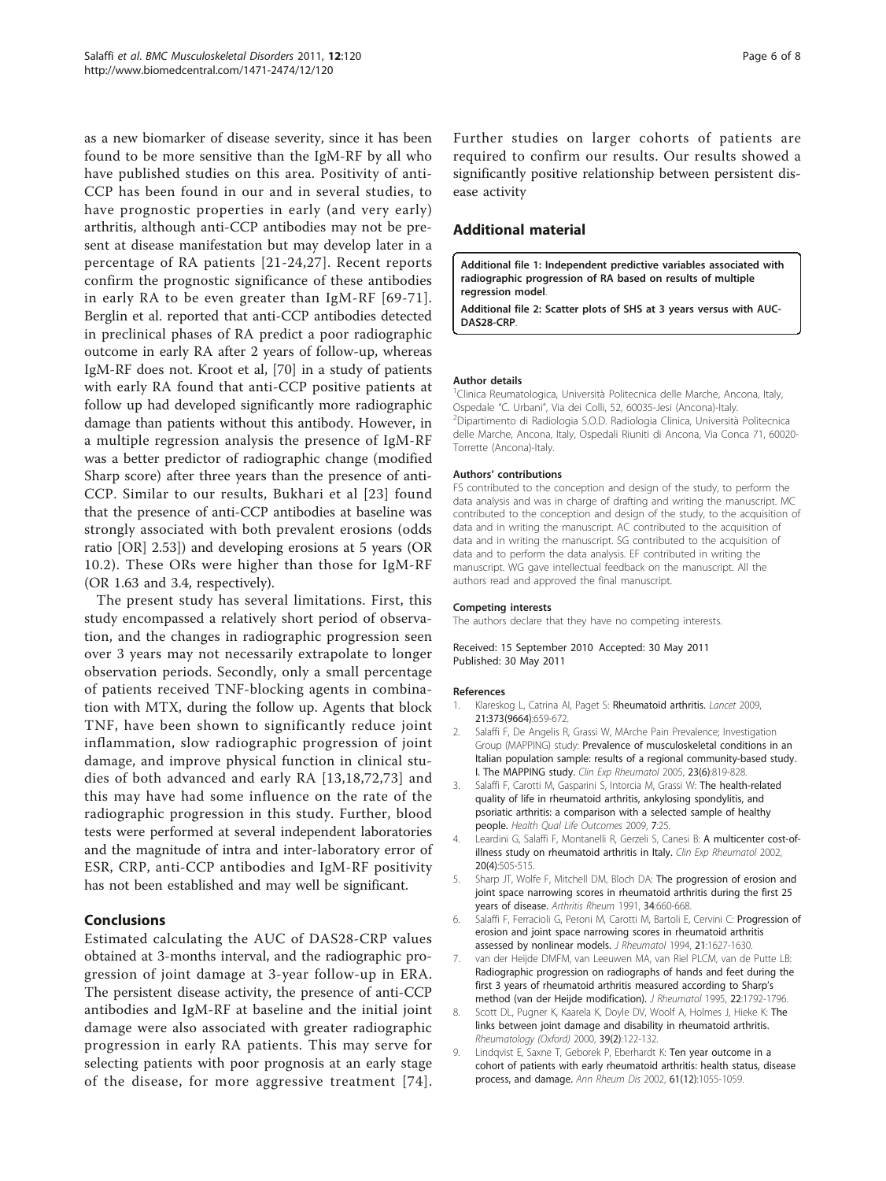as a new biomarker of disease severity, since it has been found to be more sensitive than the IgM-RF by all who have published studies on this area. Positivity of anti-CCP has been found in our and in several studies, to have prognostic properties in early (and very early) arthritis, although anti-CCP antibodies may not be present at disease manifestation but may develop later in a percentage of RA patients [21-24,27]. Recent reports confirm the prognostic significance of these antibodies in early RA to be even greater than IgM-RF [69-71]. Berglin et al. reported that anti-CCP antibodies detected in preclinical phases of RA predict a poor radiographic outcome in early RA after 2 years of follow-up, whereas IgM-RF does not. Kroot et al, [70] in a study of patients with early RA found that anti-CCP positive patients at follow up had developed significantly more radiographic damage than patients without this antibody. However, in a multiple regression analysis the presence of IgM-RF was a better predictor of radiographic change (modified Sharp score) after three years than the presence of anti-CCP. Similar to our results, Bukhari et al [23] found that the presence of anti-CCP antibodies at baseline was strongly associated with both prevalent erosions (odds ratio [OR] 2.53]) and developing erosions at 5 years (OR 10.2). These ORs were higher than those for IgM-RF (OR 1.63 and 3.4, respectively).

The present study has several limitations. First, this study encompassed a relatively short period of observation, and the changes in radiographic progression seen over 3 years may not necessarily extrapolate to longer observation periods. Secondly, only a small percentage of patients received TNF-blocking agents in combination with MTX, during the follow up. Agents that block TNF, have been shown to significantly reduce joint inflammation, slow radiographic progression of joint damage, and improve physical function in clinical studies of both advanced and early RA [13,18,72,73] and this may have had some influence on the rate of the radiographic progression in this study. Further, blood tests were performed at several independent laboratories and the magnitude of intra and inter-laboratory error of ESR, CRP, anti-CCP antibodies and IgM-RF positivity has not been established and may well be significant.

## Conclusions

Estimated calculating the AUC of DAS28-CRP values obtained at 3-months interval, and the radiographic progression of joint damage at 3-year follow-up in ERA. The persistent disease activity, the presence of anti-CCP antibodies and IgM-RF at baseline and the initial joint damage were also associated with greater radiographic progression in early RA patients. This may serve for selecting patients with poor prognosis at an early stage of the disease, for more aggressive treatment [74]. Further studies on larger cohorts of patients are required to confirm our results. Our results showed a significantly positive relationship between persistent disease activity

## Additional material

**Additional file 1: Independent predictive variables associated with radiographic progression of RA based on results of multiple regression model**.

**Additional file 2: Scatter plots of SHS at 3 years versus with AUC-DAS28-CRP**.

#### Author details

[1]Clinica Reumatologica, Università Politecnica delle Marche, Ancona, Italy, Ospedale "C. Urbani", Via dei Colli, 52, 60035-Jesi (Ancona)-Italy. [2]Dipartimento di Radiologia S.O.D. Radiologia Clinica, Università Politecnica delle Marche, Ancona, Italy, Ospedali Riuniti di Ancona, Via Conca 71, 60020-Torrette (Ancona)-Italy.

#### Authors' contributions

FS contributed to the conception and design of the study, to perform the data analysis and was in charge of drafting and writing the manuscript. MC contributed to the conception and design of the study, to the acquisition of data and in writing the manuscript. AC contributed to the acquisition of data and in writing the manuscript. SG contributed to the acquisition of data and to perform the data analysis. EF contributed in writing the manuscript. WG gave intellectual feedback on the manuscript. All the authors read and approved the final manuscript.

#### Competing interests

The authors declare that they have no competing interests.

Received: 15 September 2010 Accepted: 30 May 2011
Published: 30 May 2011

#### References

1. Klareskog L, Catrina AI, Paget S: **Rheumatoid arthritis.** *Lancet* 2009, 21:373(9664):659-672.
2. Salaffi F, De Angelis R, Grassi W, MArche Pain Prevalence; Investigation Group (MAPPING) study: **Prevalence of musculoskeletal conditions in an Italian population sample: results of a regional community-based study. I. The MAPPING study.** *Clin Exp Rheumatol* 2005, 23(6):819-828.
3. Salaffi F, Carotti M, Gasparini S, Intorcia M, Grassi W: **The health-related quality of life in rheumatoid arthritis, ankylosing spondylitis, and psoriatic arthritis: a comparison with a selected sample of healthy people.** *Health Qual Life Outcomes* 2009, 7:25.
4. Leardini G, Salaffi F, Montanelli R, Gerzeli S, Canesi B: **A multicenter cost-of-illness study on rheumatoid arthritis in Italy.** *Clin Exp Rheumatol* 2002, 20(4):505-515.
5. Sharp JT, Wolfe F, Mitchell DM, Bloch DA: **The progression of erosion and joint space narrowing scores in rheumatoid arthritis during the first 25 years of disease.** *Arthritis Rheum* 1991, 34:660-668.
6. Salaffi F, Ferracioli G, Peroni M, Carotti M, Bartoli E, Cervini C: **Progression of erosion and joint space narrowing scores in rheumatoid arthritis assessed by nonlinear models.** *J Rheumatol* 1994, 21:1627-1630.
7. van der Heijde DMFM, van Leeuwen MA, van Riel PLCM, van de Putte LB: **Radiographic progression on radiographs of hands and feet during the first 3 years of rheumatoid arthritis measured according to Sharp's method (van der Heijde modification).** *J Rheumatol* 1995, 22:1792-1796.
8. Scott DL, Pugner K, Kaarela K, Doyle DV, Woolf A, Holmes J, Hieke K: **The links between joint damage and disability in rheumatoid arthritis.** *Rheumatology (Oxford)* 2000, 39(2):122-132.
9. Lindqvist E, Saxne T, Geborek P, Eberhardt K: **Ten year outcome in a cohort of patients with early rheumatoid arthritis: health status, disease process, and damage.** *Ann Rheum Dis* 2002, 61(12):1055-1059.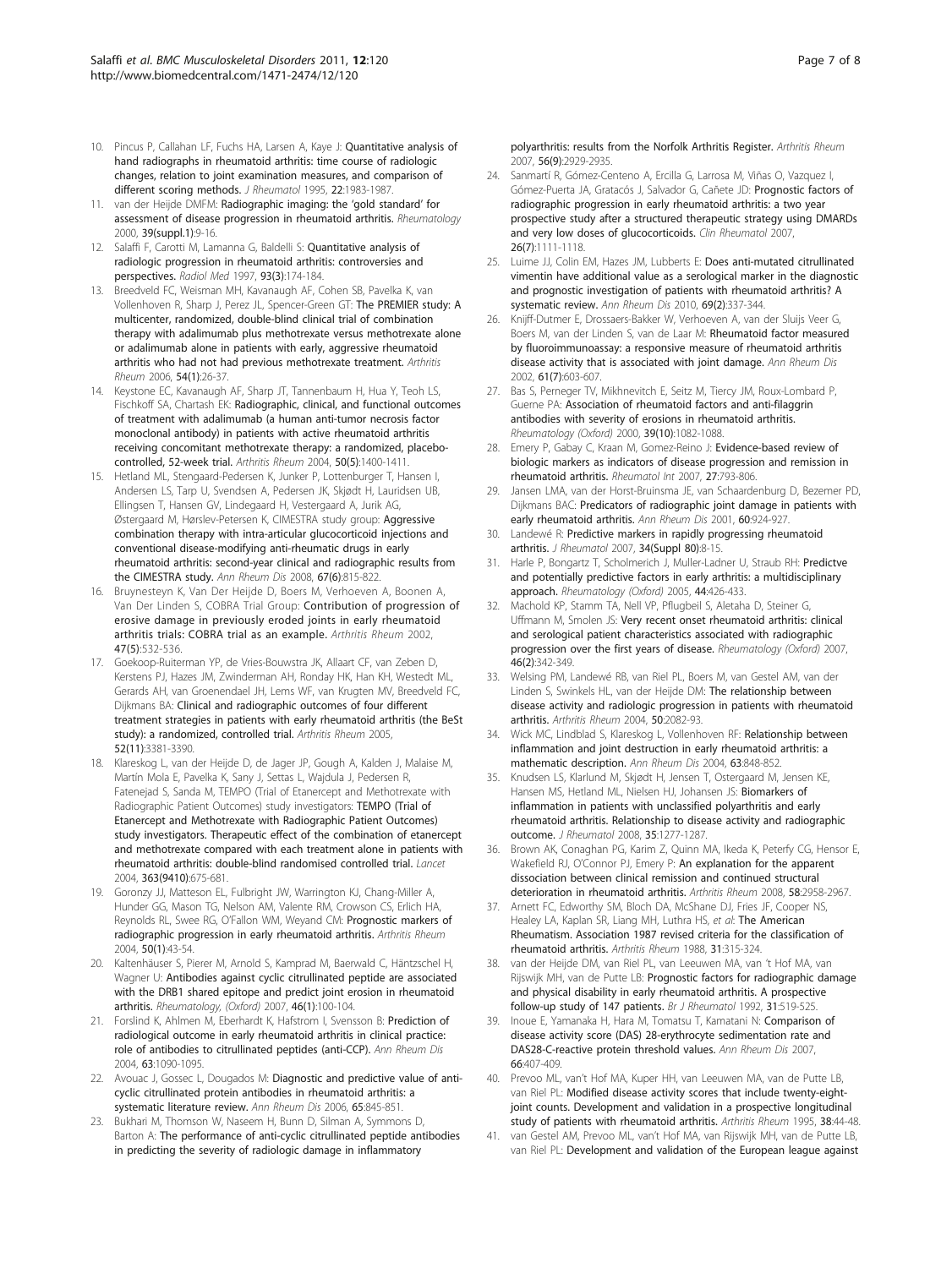10. Pincus P, Callahan LF, Fuchs HA, Larsen A, Kaye J: **Quantitative analysis of hand radiographs in rheumatoid arthritis: time course of radiologic changes, relation to joint examination measures, and comparison of different scoring methods.** *J Rheumatol* 1995, **22**:1983-1987.
11. van der Heijde DMFM: **Radiographic imaging: the 'gold standard' for assessment of disease progression in rheumatoid arthritis.** *Rheumatology* 2000, **39(suppl.1)**:9-16.
12. Salaffi F, Carotti M, Lamanna G, Baldelli S: **Quantitative analysis of radiologic progression in rheumatoid arthritis: controversies and perspectives.** *Radiol Med* 1997, **93(3)**:174-184.
13. Breedveld FC, Weisman MH, Kavanaugh AF, Cohen SB, Pavelka K, van Vollenhoven R, Sharp J, Perez JL, Spencer-Green GT: **The PREMIER study: A multicenter, randomized, double-blind clinical trial of combination therapy with adalimumab plus methotrexate versus methotrexate alone or adalimumab alone in patients with early, aggressive rheumatoid arthritis who had not had previous methotrexate treatment.** *Arthritis Rheum* 2006, **54(1)**:26-37.
14. Keystone EC, Kavanaugh AF, Sharp JT, Tannenbaum H, Hua Y, Teoh LS, Fischkoff SA, Chartash EK: **Radiographic, clinical, and functional outcomes of treatment with adalimumab (a human anti-tumor necrosis factor monoclonal antibody) in patients with active rheumatoid arthritis receiving concomitant methotrexate therapy: a randomized, placebo-controlled, 52-week trial.** *Arthritis Rheum* 2004, **50(5)**:1400-1411.
15. Hetland ML, Stengaard-Pedersen K, Junker P, Lottenburger T, Hansen I, Andersen LS, Tarp U, Svendsen A, Pedersen JK, Skjødt H, Lauridsen UB, Ellingsen T, Hansen GV, Lindegaard H, Vestergaard A, Jurik AG, Østergaard M, Hørslev-Petersen K, CIMESTRA study group: **Aggressive combination therapy with intra-articular glucocorticoid injections and conventional disease-modifying anti-rheumatic drugs in early rheumatoid arthritis: second-year clinical and radiographic results from the CIMESTRA study.** *Ann Rheum Dis* 2008, **67(6)**:815-822.
16. Bruynesteyn K, Van Der Heijde D, Boers M, Verhoeven A, Boonen A, Van Der Linden S, COBRA Trial Group: **Contribution of progression of erosive damage in previously eroded joints in early rheumatoid arthritis trials: COBRA trial as an example.** *Arthritis Rheum* 2002, **47(5)**:532-536.
17. Goekoop-Ruiterman YP, de Vries-Bouwstra JK, Allaart CF, van Zeben D, Kerstens PJ, Hazes JM, Zwinderman AH, Ronday HK, Han KH, Westedt ML, Gerards AH, van Groenendael JH, Lems WF, van Krugten MV, Breedveld FC, Dijkmans BA: **Clinical and radiographic outcomes of four different treatment strategies in patients with early rheumatoid arthritis (the BeSt study): a randomized, controlled trial.** *Arthritis Rheum* 2005, **52(11)**:3381-3390.
18. Klareskog L, van der Heijde D, de Jager JP, Gough A, Kalden J, Malaise M, Martín Mola E, Pavelka K, Sany J, Settas L, Wajdula J, Pedersen R, Fatenejad S, Sanda M, TEMPO (Trial of Etanercept and Methotrexate with Radiographic Patient Outcomes) study investigators: **TEMPO (Trial of Etanercept and Methotrexate with Radiographic Patient Outcomes) study investigators. Therapeutic effect of the combination of etanercept and methotrexate compared with each treatment alone in patients with rheumatoid arthritis: double-blind randomised controlled trial.** *Lancet* 2004, **363(9410)**:675-681.
19. Goronzy JJ, Matteson EL, Fulbright JW, Warrington KJ, Chang-Miller A, Hunder GG, Mason TG, Nelson AM, Valente RM, Crowson CS, Erlich HA, Reynolds RL, Swee RG, O'Fallon WM, Weyand CM: **Prognostic markers of radiographic progression in early rheumatoid arthritis.** *Arthritis Rheum* 2004, **50(1)**:43-54.
20. Kaltenhäuser S, Pierer M, Arnold S, Kamprad M, Baerwald C, Häntzschel H, Wagner U: **Antibodies against cyclic citrullinated peptide are associated with the DRB1 shared epitope and predict joint erosion in rheumatoid arthritis.** *Rheumatology, (Oxford)* 2007, **46(1)**:100-104.
21. Forslind K, Ahlmen M, Eberhardt K, Hafstrom I, Svensson B: **Prediction of radiological outcome in early rheumatoid arthritis in clinical practice: role of antibodies to citrullinated peptides (anti-CCP).** *Ann Rheum Dis* 2004, **63**:1090-1095.
22. Avouac J, Gossec L, Dougados M: **Diagnostic and predictive value of anti-cyclic citrullinated protein antibodies in rheumatoid arthritis: a systematic literature review.** *Ann Rheum Dis* 2006, **65**:845-851.
23. Bukhari M, Thomson W, Naseem H, Bunn D, Silman A, Symmons D, Barton A: **The performance of anti-cyclic citrullinated peptide antibodies in predicting the severity of radiologic damage in inflammatory polyarthritis: results from the Norfolk Arthritis Register.** *Arthritis Rheum* 2007, **56(9)**:2929-2935.
24. Sanmartí R, Gómez-Centeno A, Ercilla G, Larrosa M, Viñas O, Vazquez I, Gómez-Puerta JA, Gratacós J, Salvador G, Cañete JD: **Prognostic factors of radiographic progression in early rheumatoid arthritis: a two year prospective study after a structured therapeutic strategy using DMARDs and very low doses of glucocorticoids.** *Clin Rheumatol* 2007, **26(7)**:1111-1118.
25. Luime JJ, Colin EM, Hazes JM, Lubberts E: **Does anti-mutated citrullinated vimentin have additional value as a serological marker in the diagnostic and prognostic investigation of patients with rheumatoid arthritis? A systematic review.** *Ann Rheum Dis* 2010, **69(2)**:337-344.
26. Knijff-Dutmer E, Drossaers-Bakker W, Verhoeven A, van der Sluijs Veer G, Boers M, van der Linden S, van de Laar M: **Rheumatoid factor measured by fluoroimmunoassay: a responsive measure of rheumatoid arthritis disease activity that is associated with joint damage.** *Ann Rheum Dis* 2002, **61(7)**:603-607.
27. Bas S, Perneger TV, Mikhnevitch E, Seitz M, Tiercy JM, Roux-Lombard P, Guerne PA: **Association of rheumatoid factors and anti-filaggrin antibodies with severity of erosions in rheumatoid arthritis.** *Rheumatology (Oxford)* 2000, **39(10)**:1082-1088.
28. Emery P, Gabay C, Kraan M, Gomez-Reino J: **Evidence-based review of biologic markers as indicators of disease progression and remission in rheumatoid arthritis.** *Rheumatol Int* 2007, **27**:793-806.
29. Jansen LMA, van der Horst-Bruinsma JE, van Schaardenburg D, Bezemer PD, Dijkmans BAC: **Predicators of radiographic joint damage in patients with early rheumatoid arthritis.** *Ann Rheum Dis* 2001, **60**:924-927.
30. Landewé R: **Predictive markers in rapidly progressing rheumatoid arthritis.** *J Rheumatol* 2007, **34(Suppl 80)**:8-15.
31. Harle P, Bongartz T, Scholmerich J, Muller-Ladner U, Straub RH: **Predictve and potentially predictive factors in early arthritis: a multidisciplinary approach.** *Rheumatology (Oxford)* 2005, **44**:426-433.
32. Machold KP, Stamm TA, Nell VP, Pflugbeil S, Aletaha D, Steiner G, Uffmann M, Smolen JS: **Very recent onset rheumatoid arthritis: clinical and serological patient characteristics associated with radiographic progression over the first years of disease.** *Rheumatology (Oxford)* 2007, **46(2)**:342-349.
33. Welsing PM, Landewé RB, van Riel PL, Boers M, van Gestel AM, van der Linden S, Swinkels HL, van der Heijde DM: **The relationship between disease activity and radiologic progression in patients with rheumatoid arthritis.** *Arthritis Rheum* 2004, **50**:2082-93.
34. Wick MC, Lindblad S, Klareskog L, Vollenhoven RF: **Relationship between inflammation and joint destruction in early rheumatoid arthritis: a mathematic description.** *Ann Rheum Dis* 2004, **63**:848-852.
35. Knudsen LS, Klarlund M, Skjødt H, Jensen T, Ostergaard M, Jensen KE, Hansen MS, Hetland ML, Nielsen HJ, Johansen JS: **Biomarkers of inflammation in patients with unclassified polyarthritis and early rheumatoid arthritis. Relationship to disease activity and radiographic outcome.** *J Rheumatol* 2008, **35**:1277-1287.
36. Brown AK, Conaghan PG, Karim Z, Quinn MA, Ikeda K, Peterfy CG, Hensor E, Wakefield RJ, O'Connor PJ, Emery P: **An explanation for the apparent dissociation between clinical remission and continued structural deterioration in rheumatoid arthritis.** *Arthritis Rheum* 2008, **58**:2958-2967.
37. Arnett FC, Edworthy SM, Bloch DA, McShane DJ, Fries JF, Cooper NS, Healey LA, Kaplan SR, Liang MH, Luthra HS, *et al*: **The American Rheumatism. Association 1987 revised criteria for the classification of rheumatoid arthritis.** *Arthritis Rheum* 1988, **31**:315-324.
38. van der Heijde DM, van Riel PL, van Leeuwen MA, van 't Hof MA, van Rijswijk MH, van de Putte LB: **Prognostic factors for radiographic damage and physical disability in early rheumatoid arthritis. A prospective follow-up study of 147 patients.** *Br J Rheumatol* 1992, **31**:519-525.
39. Inoue E, Yamanaka H, Hara M, Tomatsu T, Kamatani N: **Comparison of disease activity score (DAS) 28-erythrocyte sedimentation rate and DAS28-C-reactive protein threshold values.** *Ann Rheum Dis* 2007, **66**:407-409.
40. Prevoo ML, van't Hof MA, Kuper HH, van Leeuwen MA, van de Putte LB, van Riel PL: **Modified disease activity scores that include twenty-eight-joint counts. Development and validation in a prospective longitudinal study of patients with rheumatoid arthritis.** *Arthritis Rheum* 1995, **38**:44-48.
41. van Gestel AM, Prevoo ML, van't Hof MA, van Rijswijk MH, van de Putte LB, van Riel PL: **Development and validation of the European league against**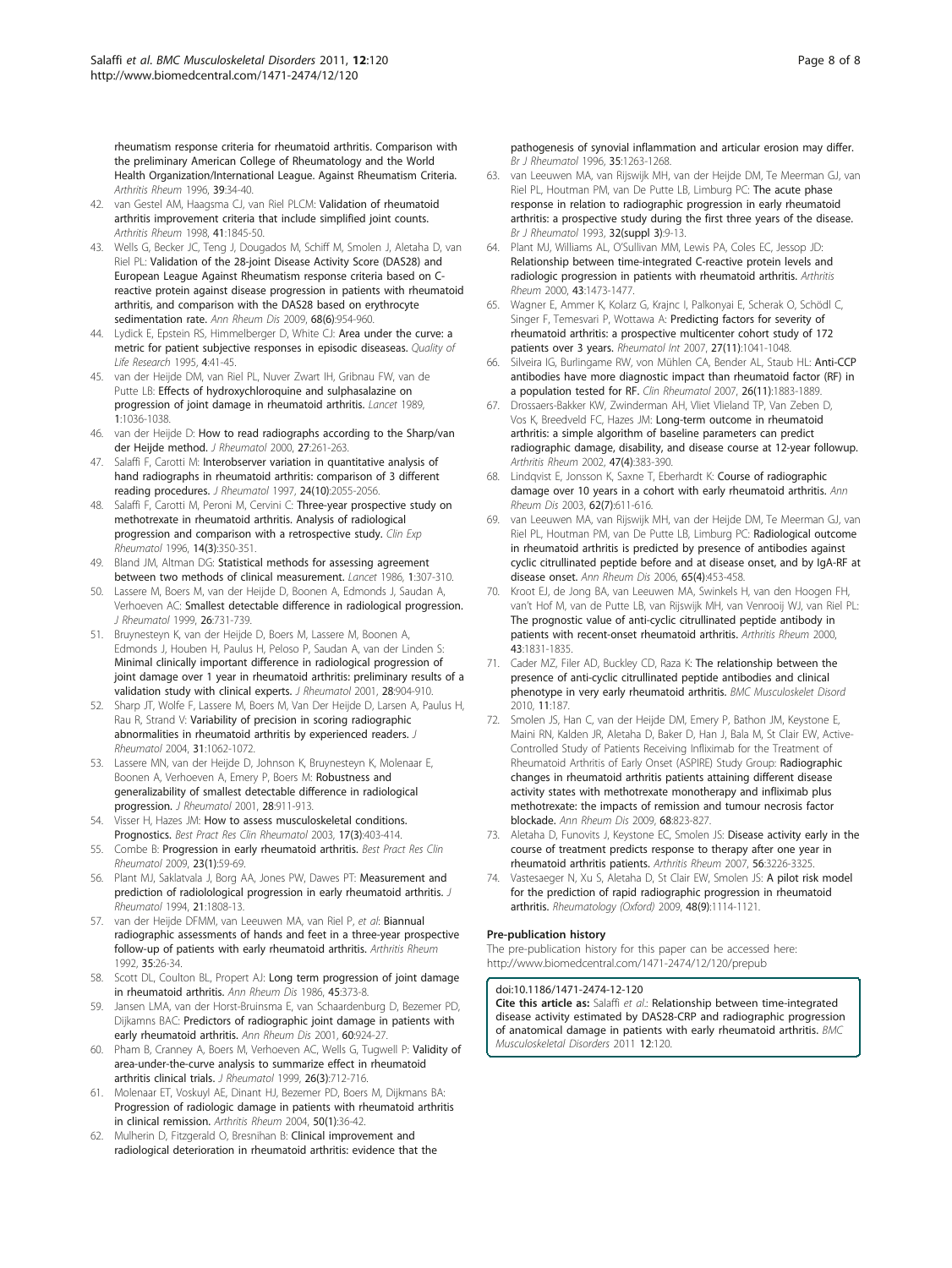rheumatism response criteria for rheumatoid arthritis. Comparison with the preliminary American College of Rheumatology and the World Health Organization/International League. Against Rheumatism Criteria. *Arthritis Rheum* 1996, **39**:34-40.

42. van Gestel AM, Haagsma CJ, van Riel PLCM: **Validation of rheumatoid arthritis improvement criteria that include simplified joint counts.** *Arthritis Rheum* 1998, **41**:1845-50.
43. Wells G, Becker JC, Teng J, Dougados M, Schiff M, Smolen J, Aletaha D, van Riel PL: **Validation of the 28-joint Disease Activity Score (DAS28) and European League Against Rheumatism response criteria based on C-reactive protein against disease progression in patients with rheumatoid arthritis, and comparison with the DAS28 based on erythrocyte sedimentation rate.** *Ann Rheum Dis* 2009, **68(6)**:954-960.
44. Lydick E, Epstein RS, Himmelberger D, White CJ: **Area under the curve: a metric for patient subjective responses in episodic diseaseas.** *Quality of Life Research* 1995, **4**:41-45.
45. van der Heijde DM, van Riel PL, Nuver Zwart IH, Gribnau FW, van de Putte LB: **Effects of hydroxychloroquine and sulphasalazine on progression of joint damage in rheumatoid arthritis.** *Lancet* 1989, **1**:1036-1038.
46. van der Heijde D: **How to read radiographs according to the Sharp/van der Heijde method.** *J Rheumatol* 2000, **27**:261-263.
47. Salaffi F, Carotti M: **Interobserver variation in quantitative analysis of hand radiographs in rheumatoid arthritis: comparison of 3 different reading procedures.** *J Rheumatol* 1997, **24(10)**:2055-2056.
48. Salaffi F, Carotti M, Peroni M, Cervini C: **Three-year prospective study on methotrexate in rheumatoid arthritis. Analysis of radiological progression and comparison with a retrospective study.** *Clin Exp Rheumatol* 1996, **14(3)**:350-351.
49. Bland JM, Altman DG: **Statistical methods for assessing agreement between two methods of clinical measurement.** *Lancet* 1986, **1**:307-310.
50. Lassere M, Boers M, van der Heijde D, Boonen A, Edmonds J, Saudan A, Verhoeven AC: **Smallest detectable difference in radiological progression.** *J Rheumatol* 1999, **26**:731-739.
51. Bruynesteyn K, van der Heijde D, Boers M, Lassere M, Boonen A, Edmonds J, Houben H, Paulus H, Peloso P, Saudan A, van der Linden S: **Minimal clinically important difference in radiological progression of joint damage over 1 year in rheumatoid arthritis: preliminary results of a validation study with clinical experts.** *J Rheumatol* 2001, **28**:904-910.
52. Sharp JT, Wolfe F, Lassere M, Boers M, Van Der Heijde D, Larsen A, Paulus H, Rau R, Strand V: **Variability of precision in scoring radiographic abnormalities in rheumatoid arthritis by experienced readers.** *J Rheumatol* 2004, **31**:1062-1072.
53. Lassere MN, van der Heijde D, Johnson K, Bruynesteyn K, Molenaar E, Boonen A, Verhoeven A, Emery P, Boers M: **Robustness and generalizability of smallest detectable difference in radiological progression.** *J Rheumatol* 2001, **28**:911-913.
54. Visser H, Hazes JM: **How to assess musculoskeletal conditions. Prognostics.** *Best Pract Res Clin Rheumatol* 2003, **17(3)**:403-414.
55. Combe B: **Progression in early rheumatoid arthritis.** *Best Pract Res Clin Rheumatol* 2009, **23(1)**:59-69.
56. Plant MJ, Saklatvala J, Borg AA, Jones PW, Dawes PT: **Measurement and prediction of radiolological progression in early rheumatoid arthritis.** *J Rheumatol* 1994, **21**:1808-13.
57. van der Heijde DFMM, van Leeuwen MA, van Riel P, *et al*: **Biannual radiographic assessments of hands and feet in a three-year prospective follow-up of patients with early rheumatoid arthritis.** *Arthritis Rheum* 1992, **35**:26-34.
58. Scott DL, Coulton BL, Propert AJ: **Long term progression of joint damage in rheumatoid arthritis.** *Ann Rheum Dis* 1986, **45**:373-8.
59. Jansen LMA, van der Horst-Bruinsma E, van Schaardenburg D, Bezemer PD, Dijkamns BAC: **Predictors of radiographic joint damage in patients with early rheumatoid arthritis.** *Ann Rheum Dis* 2001, **60**:924-27.
60. Pham B, Cranney A, Boers M, Verhoeven AC, Wells G, Tugwell P: **Validity of area-under-the-curve analysis to summarize effect in rheumatoid arthritis clinical trials.** *J Rheumatol* 1999, **26(3)**:712-716.
61. Molenaar ET, Voskuyl AE, Dinant HJ, Bezemer PD, Boers M, Dijkmans BA: **Progression of radiologic damage in patients with rheumatoid arthritis in clinical remission.** *Arthritis Rheum* 2004, **50(1)**:36-42.
62. Mulherin D, Fitzgerald O, Bresnihan B: **Clinical improvement and radiological deterioration in rheumatoid arthritis: evidence that the pathogenesis of synovial inflammation and articular erosion may differ.** *Br J Rheumatol* 1996, **35**:1263-1268.
63. van Leeuwen MA, van Rijswijk MH, van der Heijde DM, Te Meerman GJ, van Riel PL, Houtman PM, van De Putte LB, Limburg PC: **The acute phase response in relation to radiographic progression in early rheumatoid arthritis: a prospective study during the first three years of the disease.** *Br J Rheumatol* 1993, **32(suppl 3)**:9-13.
64. Plant MJ, Williams AL, O'Sullivan MM, Lewis PA, Coles EC, Jessop JD: **Relationship between time-integrated C-reactive protein levels and radiologic progression in patients with rheumatoid arthritis.** *Arthritis Rheum* 2000, **43**:1473-1477.
65. Wagner E, Ammer K, Kolarz G, Krajnc I, Palkonyai E, Scherak O, Schödl C, Singer F, Temesvari P, Wottawa A: **Predicting factors for severity of rheumatoid arthritis: a prospective multicenter cohort study of 172 patients over 3 years.** *Rheumatol Int* 2007, **27(11)**:1041-1048.
66. Silveira IG, Burlingame RW, von Mühlen CA, Bender AL, Staub HL: **Anti-CCP antibodies have more diagnostic impact than rheumatoid factor (RF) in a population tested for RF.** *Clin Rheumatol* 2007, **26(11)**:1883-1889.
67. Drossaers-Bakker KW, Zwinderman AH, Vliet Vlieland TP, Van Zeben D, Vos K, Breedveld FC, Hazes JM: **Long-term outcome in rheumatoid arthritis: a simple algorithm of baseline parameters can predict radiographic damage, disability, and disease course at 12-year followup.** *Arthritis Rheum* 2002, **47(4)**:383-390.
68. Lindqvist E, Jonsson K, Saxne T, Eberhardt K: **Course of radiographic damage over 10 years in a cohort with early rheumatoid arthritis.** *Ann Rheum Dis* 2003, **62(7)**:611-616.
69. van Leeuwen MA, van Rijswijk MH, van der Heijde DM, Te Meerman GJ, van Riel PL, Houtman PM, van De Putte LB, Limburg PC: **Radiological outcome in rheumatoid arthritis is predicted by presence of antibodies against cyclic citrullinated peptide before and at disease onset, and by IgA-RF at disease onset.** *Ann Rheum Dis* 2006, **65(4)**:453-458.
70. Kroot EJ, de Jong BA, van Leeuwen MA, Swinkels H, van den Hoogen FH, van't Hof M, van de Putte LB, van Rijswijk MH, van Venrooij WJ, van Riel PL: **The prognostic value of anti-cyclic citrullinated peptide antibody in patients with recent-onset rheumatoid arthritis.** *Arthritis Rheum* 2000, **43**:1831-1835.
71. Cader MZ, Filer AD, Buckley CD, Raza K: **The relationship between the presence of anti-cyclic citrullinated peptide antibodies and clinical phenotype in very early rheumatoid arthritis.** *BMC Musculoskelet Disord* 2010, **11**:187.
72. Smolen JS, Han C, van der Heijde DM, Emery P, Bathon JM, Keystone E, Maini RN, Kalden JR, Aletaha D, Baker D, Han J, Bala M, St Clair EW, Active-Controlled Study of Patients Receiving Infliximab for the Treatment of Rheumatoid Arthritis of Early Onset (ASPIRE) Study Group: **Radiographic changes in rheumatoid arthritis patients attaining different disease activity states with methotrexate monotherapy and infliximab plus methotrexate: the impacts of remission and tumour necrosis factor blockade.** *Ann Rheum Dis* 2009, **68**:823-827.
73. Aletaha D, Funovits J, Keystone EC, Smolen JS: **Disease activity early in the course of treatment predicts response to therapy after one year in rheumatoid arthritis patients.** *Arthritis Rheum* 2007, **56**:3226-3325.
74. Vastesaeger N, Xu S, Aletaha D, St Clair EW, Smolen JS: **A pilot risk model for the prediction of rapid radiographic progression in rheumatoid arthritis.** *Rheumatology (Oxford)* 2009, **48(9)**:1114-1121.

### Pre-publication history

The pre-publication history for this paper can be accessed here:
http://www.biomedcentral.com/1471-2474/12/120/prepub

doi:10.1186/1471-2474-12-120

**Cite this article as:** Salaffi *et al.*: Relationship between time-integrated disease activity estimated by DAS28-CRP and radiographic progression of anatomical damage in patients with early rheumatoid arthritis. *BMC Musculoskeletal Disorders* 2011 **12**:120.